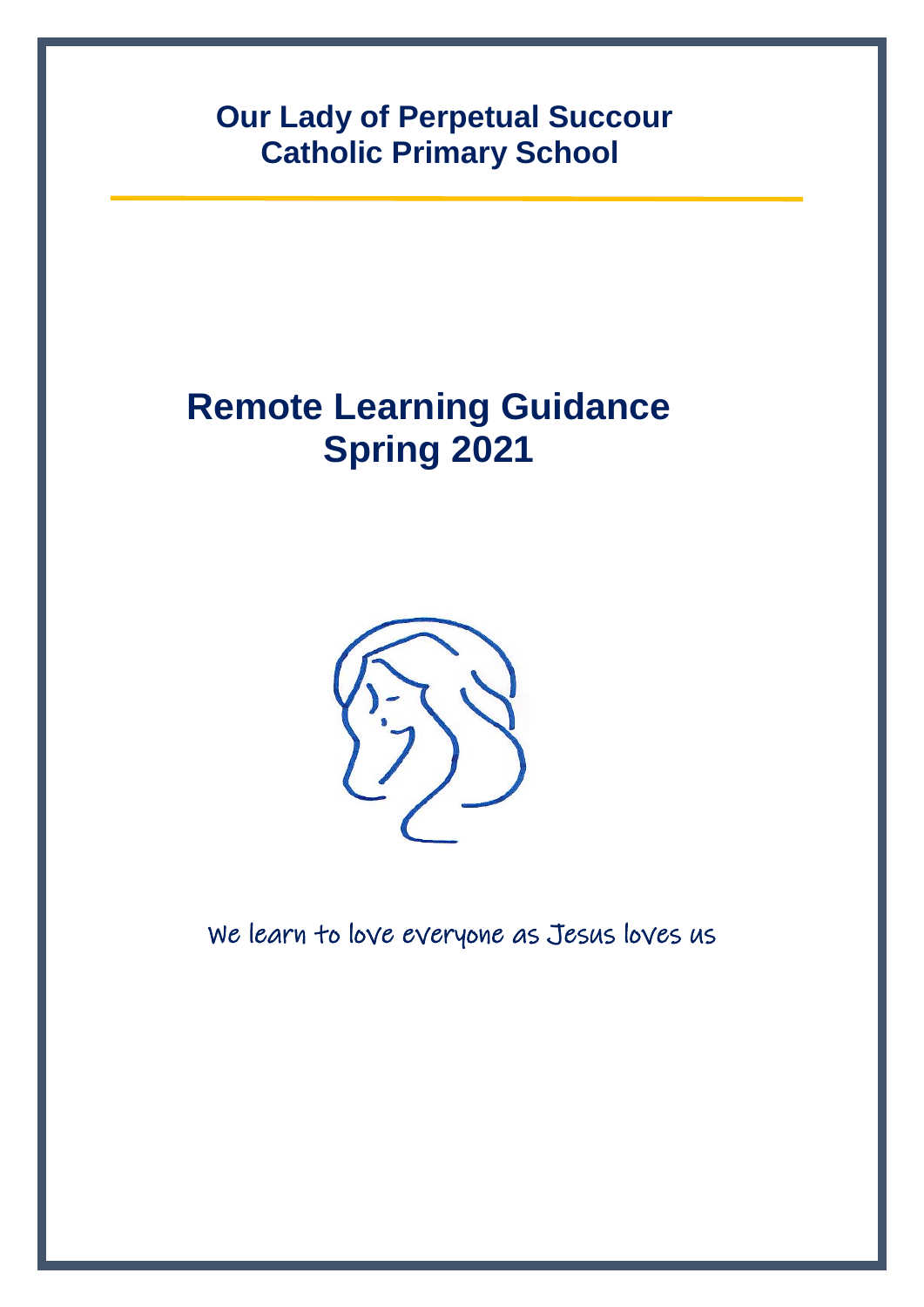**Our Lady of Perpetual Succour Catholic Primary School**

# Remote Learning Guidance Spring 2021

We learn to love everyone as Jesus loves us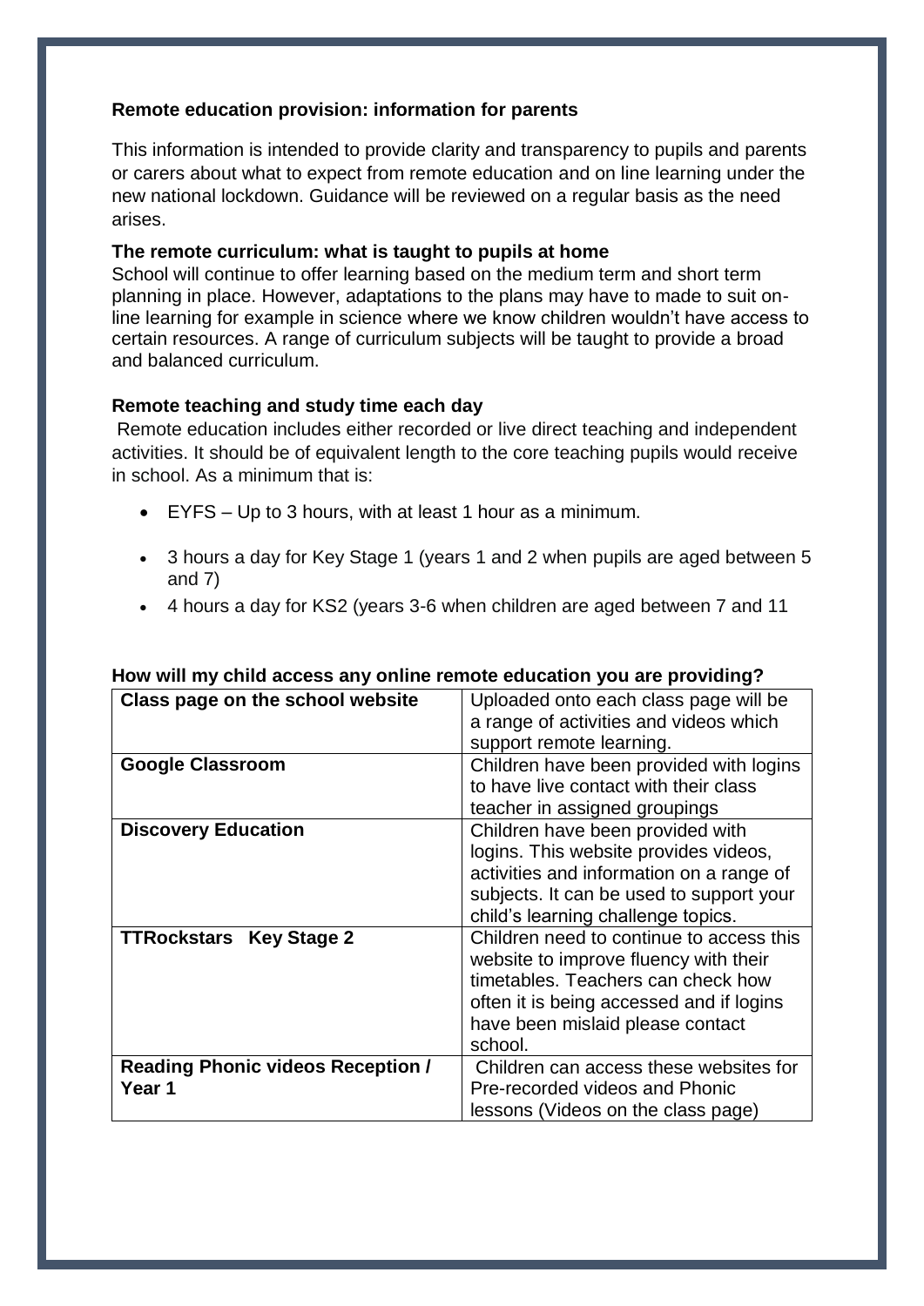**Remote education provision: information for parents**

This information is intended to provide clarity and transparency to pupils and parents or carers about what to expect from remote education and on line learning under the new national lockdown. Guidance will be reviewed on a regular basis as the need arises.

**The remote curriculum: what is taught to pupils at home**

School will continue to offer learning based on the medium term and short term planning in place. However, adaptations to the plans may have to made to suit on-line learning for example in science where we know children wouldn't have access to certain resources. A range of curriculum subjects will be taught to provide a broad and balanced curriculum.

**Remote teaching and study time each day**

Remote education includes either recorded or live direct teaching and independent activities. It should be of equivalent length to the core teaching pupils would receive in school. As a minimum that is:

- EYFS – Up to 3 hours, with at least 1 hour as a minimum.
- 3 hours a day for Key Stage 1 (years 1 and 2 when pupils are aged between 5 and 7)
- 4 hours a day for KS2 (years 3-6 when children are aged between 7 and 11

**How will my child access any online remote education you are providing?**

| | |
|---|---|
| **Class page on the school website** | Uploaded onto each class page will be a range of activities and videos which support remote learning. |
| **Google Classroom** | Children have been provided with logins to have live contact with their class teacher in assigned groupings |
| **Discovery Education** | Children have been provided with logins. This website provides videos, activities and information on a range of subjects. It can be used to support your child's learning challenge topics. |
| **TTRockstars Key Stage 2** | Children need to continue to access this website to improve fluency with their timetables. Teachers can check how often it is being accessed and if logins have been mislaid please contact school. |
| **Reading Phonic videos Reception / Year 1** | Children can access these websites for Pre-recorded videos and Phonic lessons (Videos on the class page) |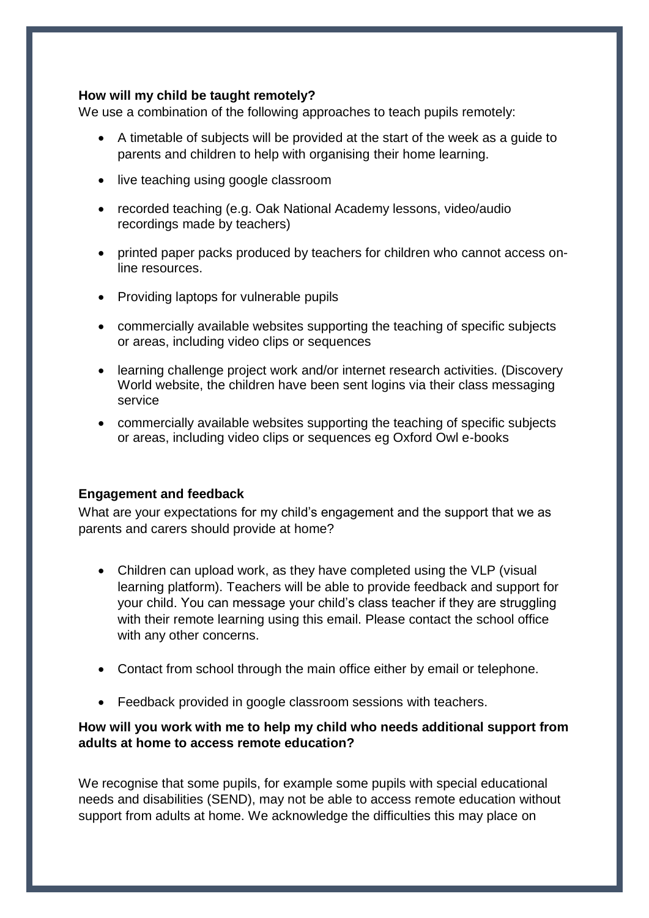**How will my child be taught remotely?**

We use a combination of the following approaches to teach pupils remotely:

- A timetable of subjects will be provided at the start of the week as a guide to parents and children to help with organising their home learning.
- live teaching using google classroom
- recorded teaching (e.g. Oak National Academy lessons, video/audio recordings made by teachers)
- printed paper packs produced by teachers for children who cannot access on-line resources.
- Providing laptops for vulnerable pupils
- commercially available websites supporting the teaching of specific subjects or areas, including video clips or sequences
- learning challenge project work and/or internet research activities. (Discovery World website, the children have been sent logins via their class messaging service
- commercially available websites supporting the teaching of specific subjects or areas, including video clips or sequences eg Oxford Owl e-books

**Engagement and feedback**

What are your expectations for my child's engagement and the support that we as parents and carers should provide at home?

- Children can upload work, as they have completed using the VLP (visual learning platform). Teachers will be able to provide feedback and support for your child. You can message your child's class teacher if they are struggling with their remote learning using this email. Please contact the school office with any other concerns.
- Contact from school through the main office either by email or telephone.
- Feedback provided in google classroom sessions with teachers.

**How will you work with me to help my child who needs additional support from adults at home to access remote education?**

We recognise that some pupils, for example some pupils with special educational needs and disabilities (SEND), may not be able to access remote education without support from adults at home. We acknowledge the difficulties this may place on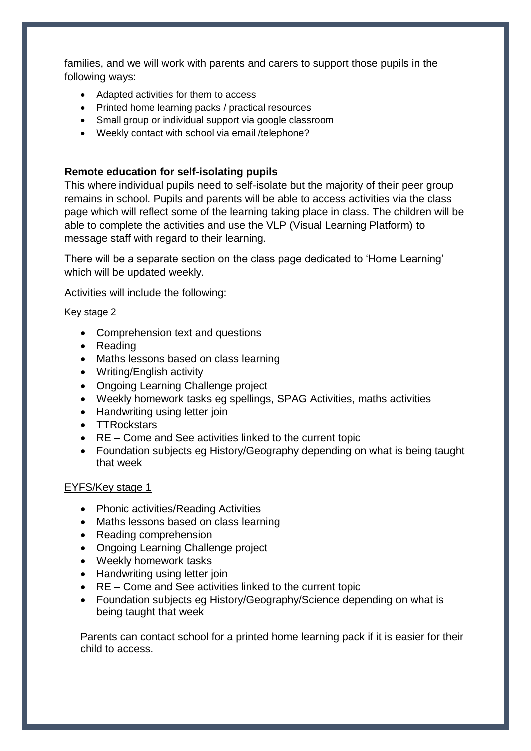families, and we will work with parents and carers to support those pupils in the following ways:

- Adapted activities for them to access
- Printed home learning packs / practical resources
- Small group or individual support via google classroom
- Weekly contact with school via email /telephone?

**Remote education for self-isolating pupils**

This where individual pupils need to self-isolate but the majority of their peer group remains in school. Pupils and parents will be able to access activities via the class page which will reflect some of the learning taking place in class. The children will be able to complete the activities and use the VLP (Visual Learning Platform) to message staff with regard to their learning.

There will be a separate section on the class page dedicated to 'Home Learning' which will be updated weekly.

Activities will include the following:

<u>Key stage 2</u>

- Comprehension text and questions
- Reading
- Maths lessons based on class learning
- Writing/English activity
- Ongoing Learning Challenge project
- Weekly homework tasks eg spellings, SPAG Activities, maths activities
- Handwriting using letter join
- TTRockstars
- RE – Come and See activities linked to the current topic
- Foundation subjects eg History/Geography depending on what is being taught that week

<u>EYFS/Key stage 1</u>

- Phonic activities/Reading Activities
- Maths lessons based on class learning
- Reading comprehension
- Ongoing Learning Challenge project
- Weekly homework tasks
- Handwriting using letter join
- RE – Come and See activities linked to the current topic
- Foundation subjects eg History/Geography/Science depending on what is being taught that week

Parents can contact school for a printed home learning pack if it is easier for their child to access.